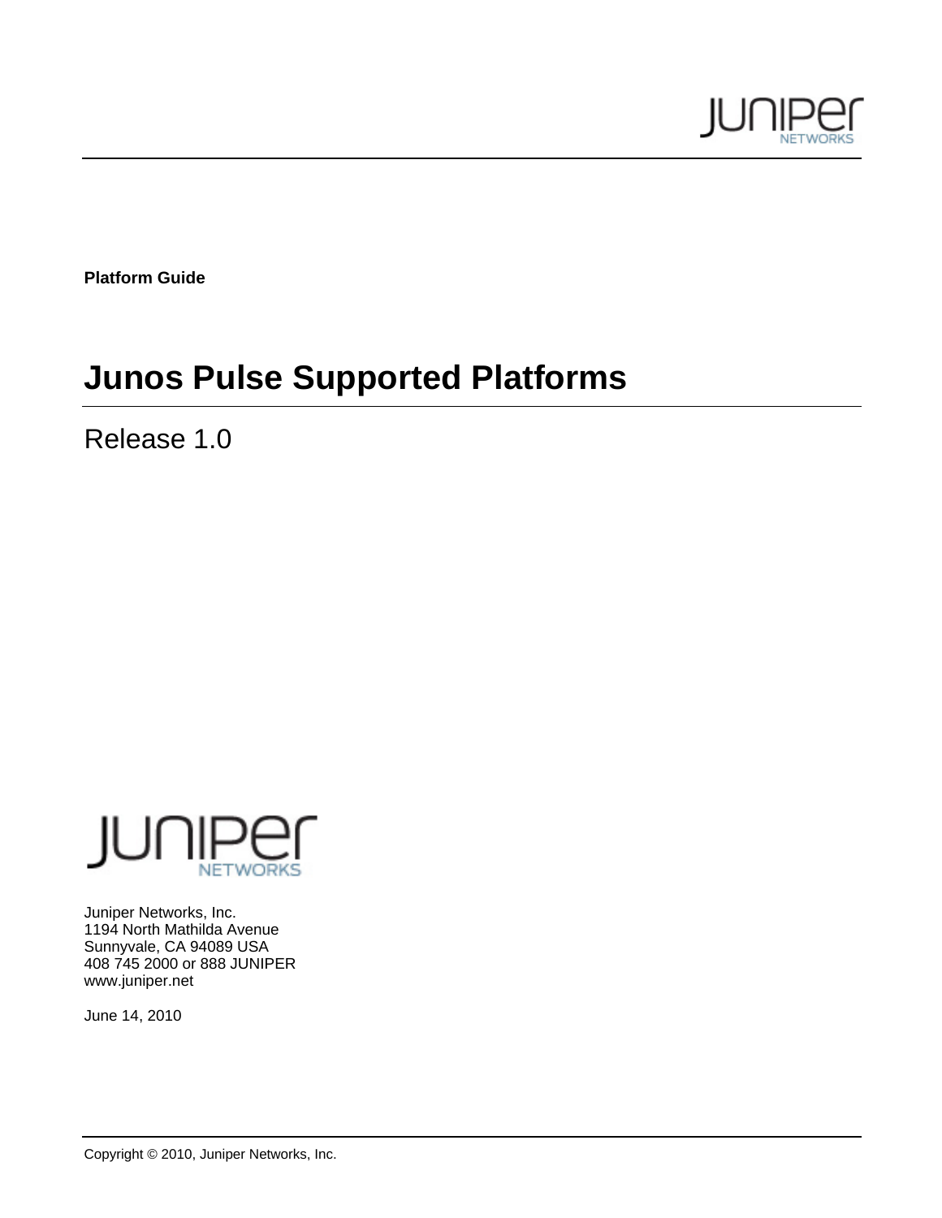**Platform Guide**

# Junos Pulse Supported Platforms

Release 1.0

Juniper Networks, Inc.
1194 North Mathilda Avenue
Sunnyvale, CA 94089 USA
408 745 2000 or 888 JUNIPER
www.juniper.net

June 14, 2010

Copyright © 2010, Juniper Networks, Inc.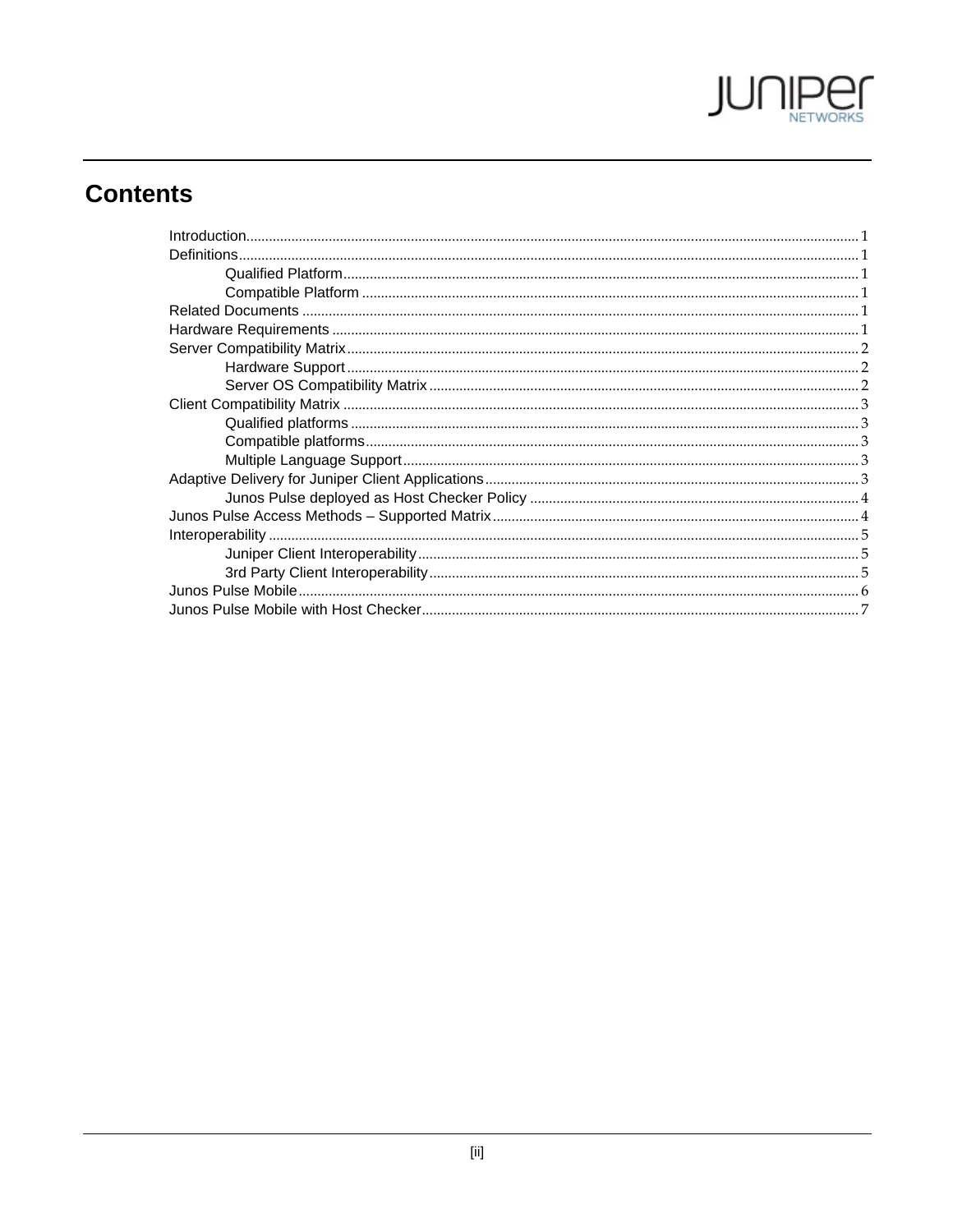# Contents

- Introduction ..... 1
- Definitions ..... 1
  - Qualified Platform ..... 1
  - Compatible Platform ..... 1
- Related Documents ..... 1
- Hardware Requirements ..... 1
- Server Compatibility Matrix ..... 2
  - Hardware Support ..... 2
  - Server OS Compatibility Matrix ..... 2
- Client Compatibility Matrix ..... 3
  - Qualified platforms ..... 3
  - Compatible platforms ..... 3
  - Multiple Language Support ..... 3
- Adaptive Delivery for Juniper Client Applications ..... 3
  - Junos Pulse deployed as Host Checker Policy ..... 4
- Junos Pulse Access Methods – Supported Matrix ..... 4
- Interoperability ..... 5
  - Juniper Client Interoperability ..... 5
  - 3rd Party Client Interoperability ..... 5
- Junos Pulse Mobile ..... 6
- Junos Pulse Mobile with Host Checker ..... 7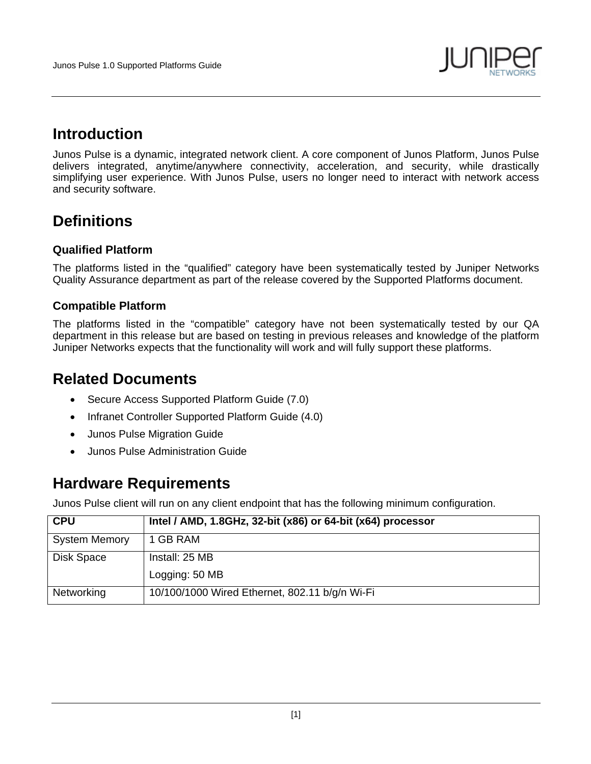## Introduction

Junos Pulse is a dynamic, integrated network client. A core component of Junos Platform, Junos Pulse delivers integrated, anytime/anywhere connectivity, acceleration, and security, while drastically simplifying user experience. With Junos Pulse, users no longer need to interact with network access and security software.

## Definitions

### Qualified Platform

The platforms listed in the "qualified" category have been systematically tested by Juniper Networks Quality Assurance department as part of the release covered by the Supported Platforms document.

### Compatible Platform

The platforms listed in the "compatible" category have not been systematically tested by our QA department in this release but are based on testing in previous releases and knowledge of the platform Juniper Networks expects that the functionality will work and will fully support these platforms.

## Related Documents

- Secure Access Supported Platform Guide (7.0)
- Infranet Controller Supported Platform Guide (4.0)
- Junos Pulse Migration Guide
- Junos Pulse Administration Guide

## Hardware Requirements

Junos Pulse client will run on any client endpoint that has the following minimum configuration.

| **CPU** | **Intel / AMD, 1.8GHz, 32-bit (x86) or 64-bit (x64) processor** |
|---|---|
| System Memory | 1 GB RAM |
| Disk Space | Install: 25 MB<br>Logging: 50 MB |
| Networking | 10/100/1000 Wired Ethernet, 802.11 b/g/n Wi-Fi |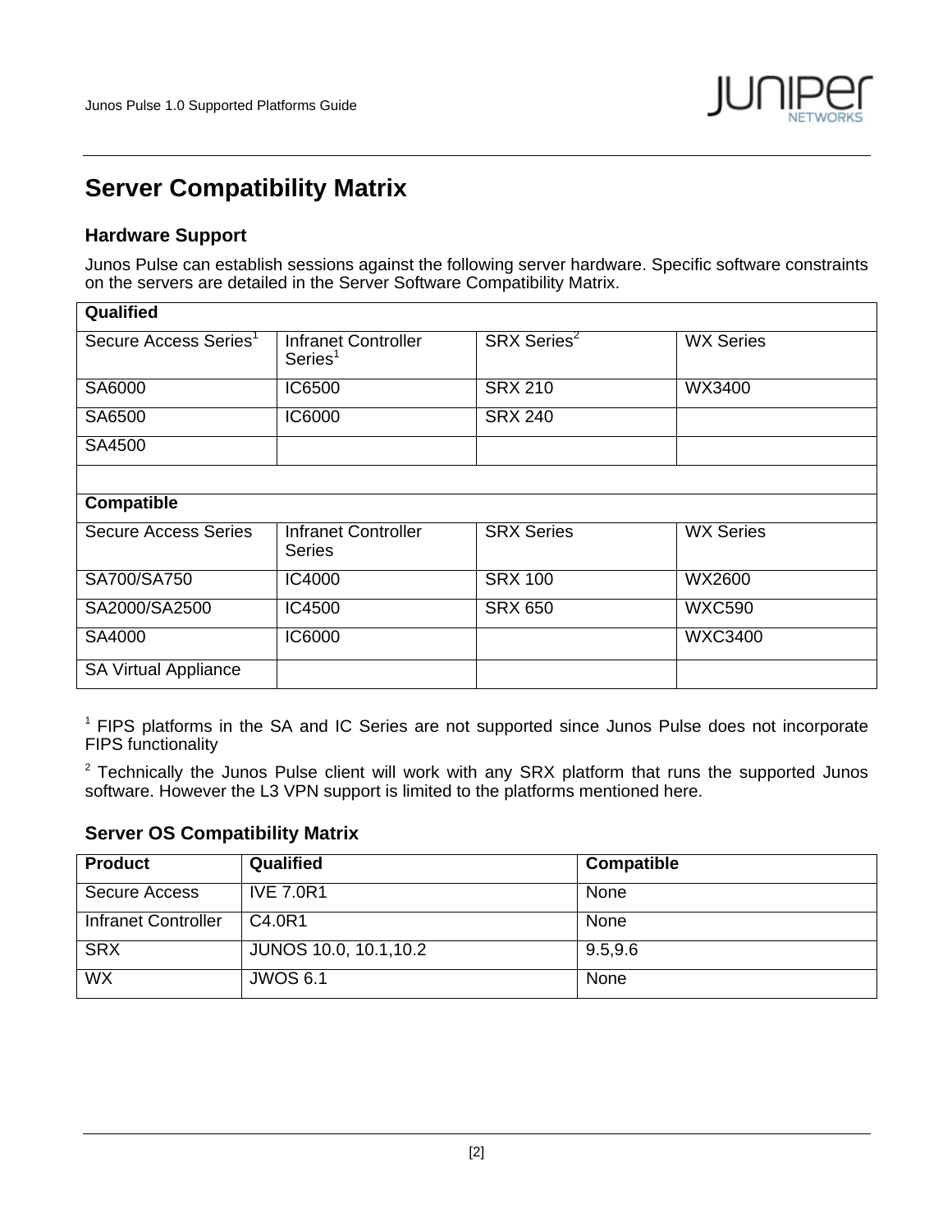# Server Compatibility Matrix

## Hardware Support

Junos Pulse can establish sessions against the following server hardware. Specific software constraints on the servers are detailed in the Server Software Compatibility Matrix.

| **Qualified** | | | |
|---|---|---|---|
| Secure Access Series[1] | Infranet Controller Series[1] | SRX Series[2] | WX Series |
| SA6000 | IC6500 | SRX 210 | WX3400 |
| SA6500 | IC6000 | SRX 240 | |
| SA4500 | | | |
| | | | |
| **Compatible** | | | |
| Secure Access Series | Infranet Controller Series | SRX Series | WX Series |
| SA700/SA750 | IC4000 | SRX 100 | WX2600 |
| SA2000/SA2500 | IC4500 | SRX 650 | WXC590 |
| SA4000 | IC6000 | | WXC3400 |
| SA Virtual Appliance | | | |

[1] FIPS platforms in the SA and IC Series are not supported since Junos Pulse does not incorporate FIPS functionality

[2] Technically the Junos Pulse client will work with any SRX platform that runs the supported Junos software. However the L3 VPN support is limited to the platforms mentioned here.

## Server OS Compatibility Matrix

| Product | Qualified | Compatible |
|---|---|---|
| Secure Access | IVE 7.0R1 | None |
| Infranet Controller | C4.0R1 | None |
| SRX | JUNOS 10.0, 10.1,10.2 | 9.5,9.6 |
| WX | JWOS 6.1 | None |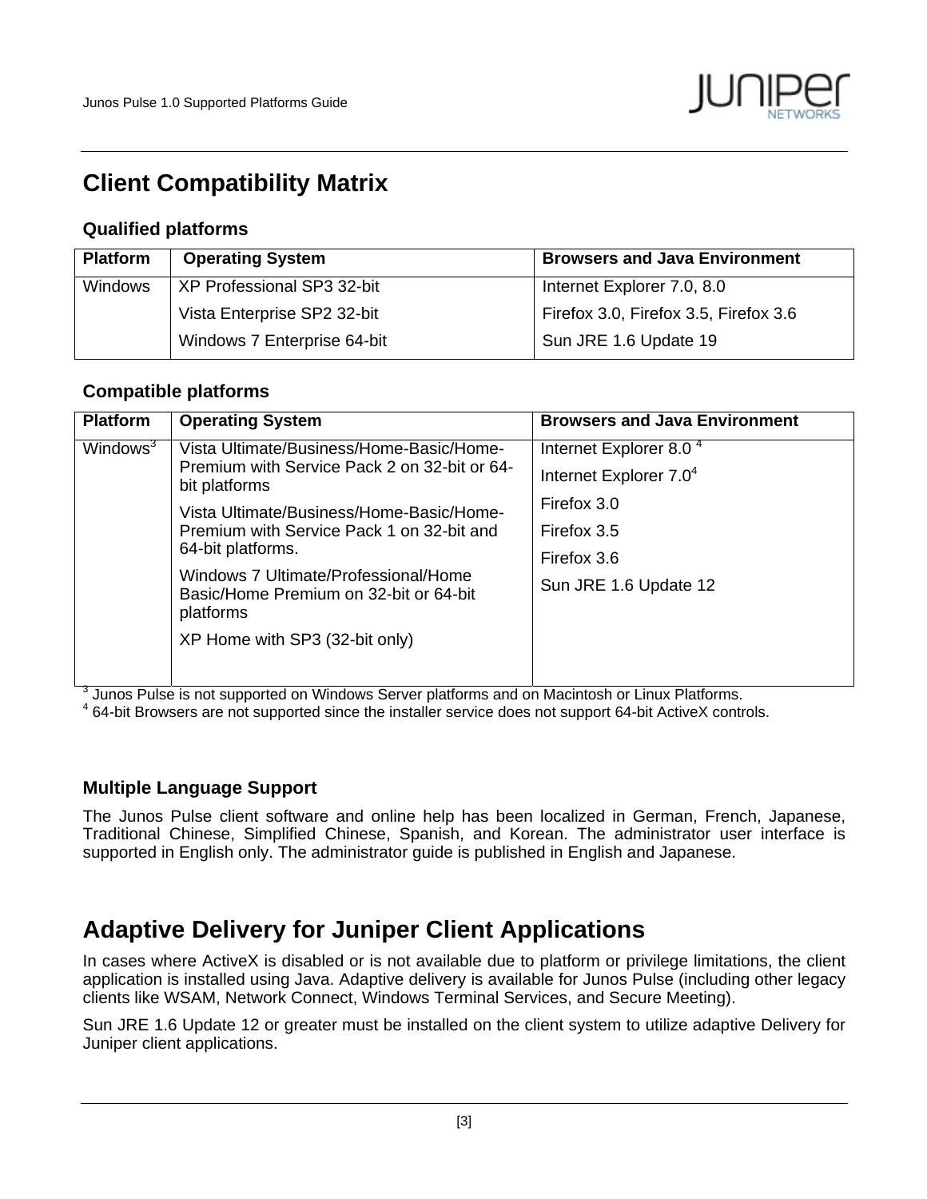## Client Compatibility Matrix

### Qualified platforms

| Platform | Operating System | Browsers and Java Environment |
| --- | --- | --- |
| Windows | XP Professional SP3 32-bit<br>Vista Enterprise SP2 32-bit<br>Windows 7 Enterprise 64-bit | Internet Explorer 7.0, 8.0<br>Firefox 3.0, Firefox 3.5, Firefox 3.6<br>Sun JRE 1.6 Update 19 |

### Compatible platforms

| Platform | Operating System | Browsers and Java Environment |
| --- | --- | --- |
| Windows[3] | Vista Ultimate/Business/Home-Basic/Home-Premium with Service Pack 2 on 32-bit or 64-bit platforms<br>Vista Ultimate/Business/Home-Basic/Home-Premium with Service Pack 1 on 32-bit and 64-bit platforms.<br>Windows 7 Ultimate/Professional/Home Basic/Home Premium on 32-bit or 64-bit platforms<br>XP Home with SP3 (32-bit only) | Internet Explorer 8.0 [4]<br>Internet Explorer 7.0[4]<br>Firefox 3.0<br>Firefox 3.5<br>Firefox 3.6<br>Sun JRE 1.6 Update 12 |

[3] Junos Pulse is not supported on Windows Server platforms and on Macintosh or Linux Platforms.
[4] 64-bit Browsers are not supported since the installer service does not support 64-bit ActiveX controls.

### Multiple Language Support

The Junos Pulse client software and online help has been localized in German, French, Japanese, Traditional Chinese, Simplified Chinese, Spanish, and Korean. The administrator user interface is supported in English only. The administrator guide is published in English and Japanese.

## Adaptive Delivery for Juniper Client Applications

In cases where ActiveX is disabled or is not available due to platform or privilege limitations, the client application is installed using Java. Adaptive delivery is available for Junos Pulse (including other legacy clients like WSAM, Network Connect, Windows Terminal Services, and Secure Meeting).

Sun JRE 1.6 Update 12 or greater must be installed on the client system to utilize adaptive Delivery for Juniper client applications.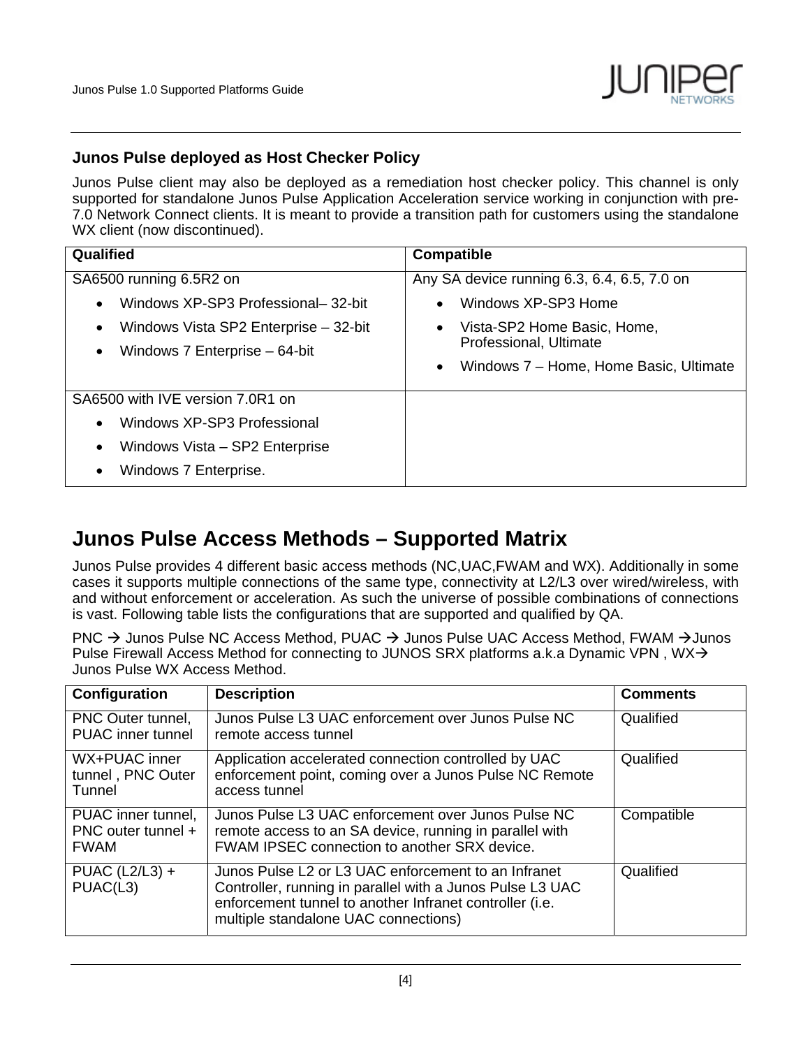### Junos Pulse deployed as Host Checker Policy

Junos Pulse client may also be deployed as a remediation host checker policy. This channel is only supported for standalone Junos Pulse Application Acceleration service working in conjunction with pre-7.0 Network Connect clients. It is meant to provide a transition path for customers using the standalone WX client (now discontinued).

| Qualified | Compatible |
|---|---|
| SA6500 running 6.5R2 on<br>• Windows XP-SP3 Professional– 32-bit<br>• Windows Vista SP2 Enterprise – 32-bit<br>• Windows 7 Enterprise – 64-bit | Any SA device running 6.3, 6.4, 6.5, 7.0 on<br>• Windows XP-SP3 Home<br>• Vista-SP2 Home Basic, Home, Professional, Ultimate<br>• Windows 7 – Home, Home Basic, Ultimate |
| SA6500 with IVE version 7.0R1 on<br>• Windows XP-SP3 Professional<br>• Windows Vista – SP2 Enterprise<br>• Windows 7 Enterprise. | |

## Junos Pulse Access Methods – Supported Matrix

Junos Pulse provides 4 different basic access methods (NC,UAC,FWAM and WX). Additionally in some cases it supports multiple connections of the same type, connectivity at L2/L3 over wired/wireless, with and without enforcement or acceleration. As such the universe of possible combinations of connections is vast. Following table lists the configurations that are supported and qualified by QA.

PNC → Junos Pulse NC Access Method, PUAC → Junos Pulse UAC Access Method, FWAM →Junos Pulse Firewall Access Method for connecting to JUNOS SRX platforms a.k.a Dynamic VPN , WX→ Junos Pulse WX Access Method.

| Configuration | Description | Comments |
|---|---|---|
| PNC Outer tunnel, PUAC inner tunnel | Junos Pulse L3 UAC enforcement over Junos Pulse NC remote access tunnel | Qualified |
| WX+PUAC inner tunnel , PNC Outer Tunnel | Application accelerated connection controlled by UAC enforcement point, coming over a Junos Pulse NC Remote access tunnel | Qualified |
| PUAC inner tunnel, PNC outer tunnel + FWAM | Junos Pulse L3 UAC enforcement over Junos Pulse NC remote access to an SA device, running in parallel with FWAM IPSEC connection to another SRX device. | Compatible |
| PUAC (L2/L3) + PUAC(L3) | Junos Pulse L2 or L3 UAC enforcement to an Infranet Controller, running in parallel with a Junos Pulse L3 UAC enforcement tunnel to another Infranet controller (i.e. multiple standalone UAC connections) | Qualified |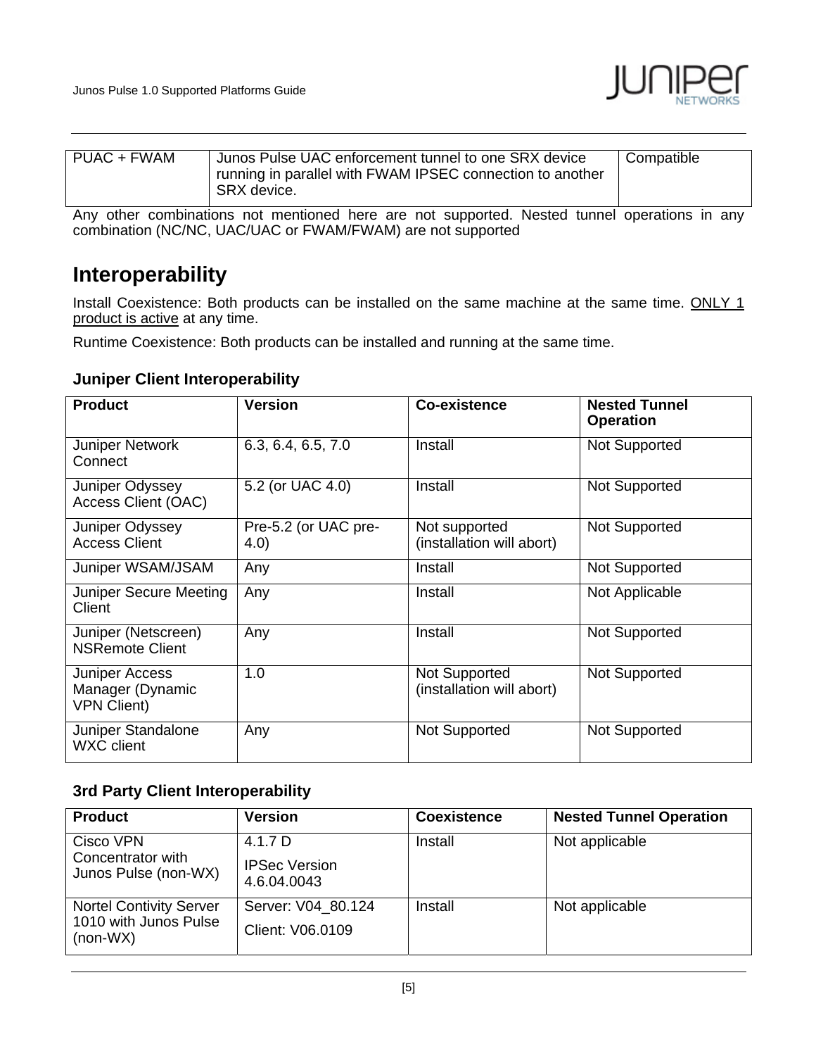| PUAC + FWAM | Junos Pulse UAC enforcement tunnel to one SRX device running in parallel with FWAM IPSEC connection to another SRX device. | Compatible |
|---|---|---|

Any other combinations not mentioned here are not supported. Nested tunnel operations in any combination (NC/NC, UAC/UAC or FWAM/FWAM) are not supported

## Interoperability

Install Coexistence: Both products can be installed on the same machine at the same time. ONLY 1 product is active at any time.

Runtime Coexistence: Both products can be installed and running at the same time.

### Juniper Client Interoperability

| Product | Version | Co-existence | Nested Tunnel Operation |
|---|---|---|---|
| Juniper Network Connect | 6.3, 6.4, 6.5, 7.0 | Install | Not Supported |
| Juniper Odyssey Access Client (OAC) | 5.2 (or UAC 4.0) | Install | Not Supported |
| Juniper Odyssey Access Client | Pre-5.2 (or UAC pre-4.0) | Not supported (installation will abort) | Not Supported |
| Juniper WSAM/JSAM | Any | Install | Not Supported |
| Juniper Secure Meeting Client | Any | Install | Not Applicable |
| Juniper (Netscreen) NSRemote Client | Any | Install | Not Supported |
| Juniper Access Manager (Dynamic VPN Client) | 1.0 | Not Supported (installation will abort) | Not Supported |
| Juniper Standalone WXC client | Any | Not Supported | Not Supported |

### 3rd Party Client Interoperability

| Product | Version | Coexistence | Nested Tunnel Operation |
|---|---|---|---|
| Cisco VPN Concentrator with Junos Pulse (non-WX) | 4.1.7 D<br>IPSec Version 4.6.04.0043 | Install | Not applicable |
| Nortel Contivity Server 1010 with Junos Pulse (non-WX) | Server: V04_80.124<br>Client: V06.0109 | Install | Not applicable |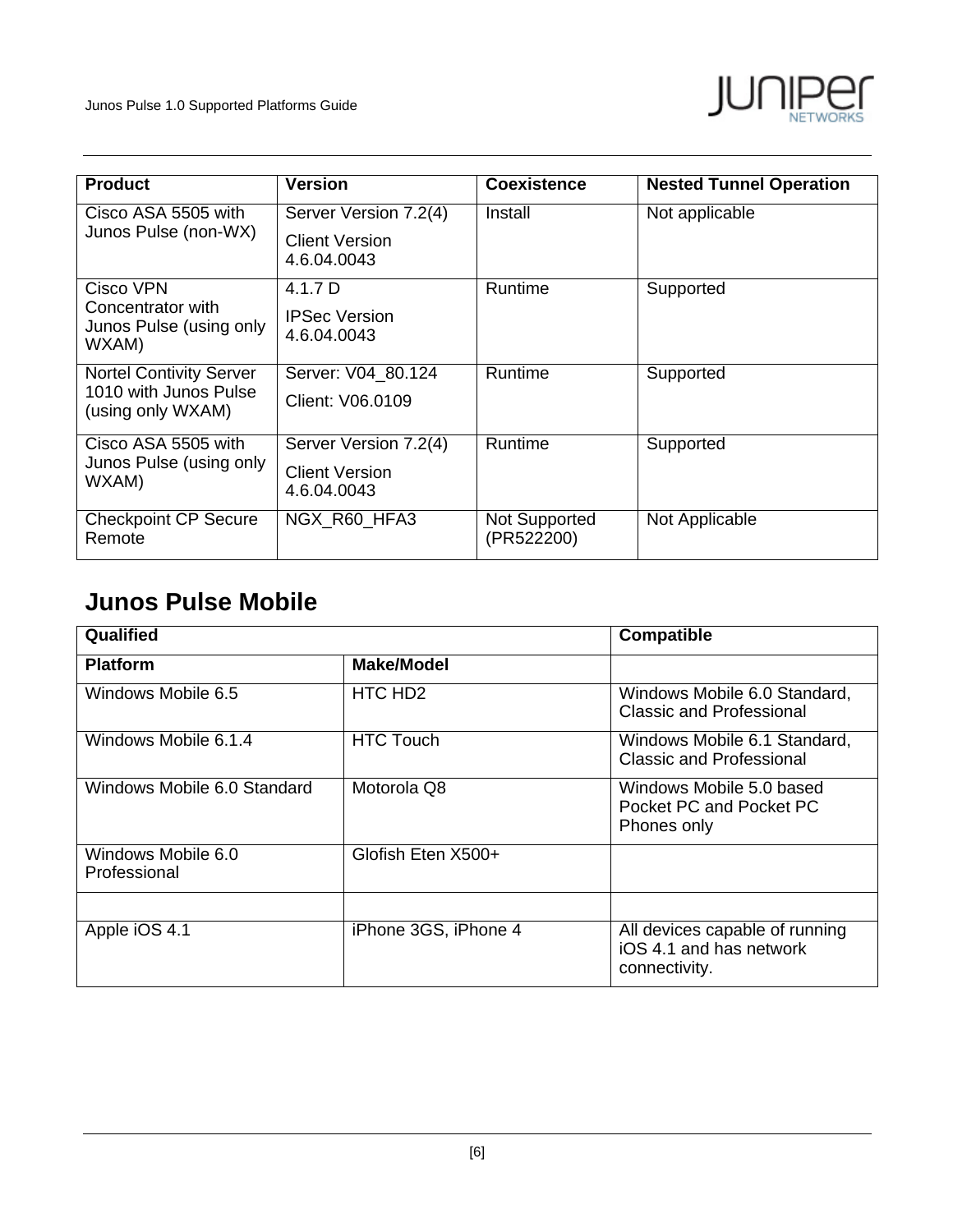| Product | Version | Coexistence | Nested Tunnel Operation |
|---|---|---|---|
| Cisco ASA 5505 with Junos Pulse (non-WX) | Server Version 7.2(4)<br>Client Version 4.6.04.0043 | Install | Not applicable |
| Cisco VPN Concentrator with Junos Pulse (using only WXAM) | 4.1.7 D<br>IPSec Version 4.6.04.0043 | Runtime | Supported |
| Nortel Contivity Server 1010 with Junos Pulse (using only WXAM) | Server: V04_80.124<br>Client: V06.0109 | Runtime | Supported |
| Cisco ASA 5505 with Junos Pulse (using only WXAM) | Server Version 7.2(4)<br>Client Version 4.6.04.0043 | Runtime | Supported |
| Checkpoint CP Secure Remote | NGX_R60_HFA3 | Not Supported (PR522200) | Not Applicable |

## Junos Pulse Mobile

| Qualified | | Compatible |
|---|---|---|
| **Platform** | **Make/Model** | |
| Windows Mobile 6.5 | HTC HD2 | Windows Mobile 6.0 Standard, Classic and Professional |
| Windows Mobile 6.1.4 | HTC Touch | Windows Mobile 6.1 Standard, Classic and Professional |
| Windows Mobile 6.0 Standard | Motorola Q8 | Windows Mobile 5.0 based Pocket PC and Pocket PC Phones only |
| Windows Mobile 6.0 Professional | Glofish Eten X500+ | |
| | | |
| Apple iOS 4.1 | iPhone 3GS, iPhone 4 | All devices capable of running iOS 4.1 and has network connectivity. |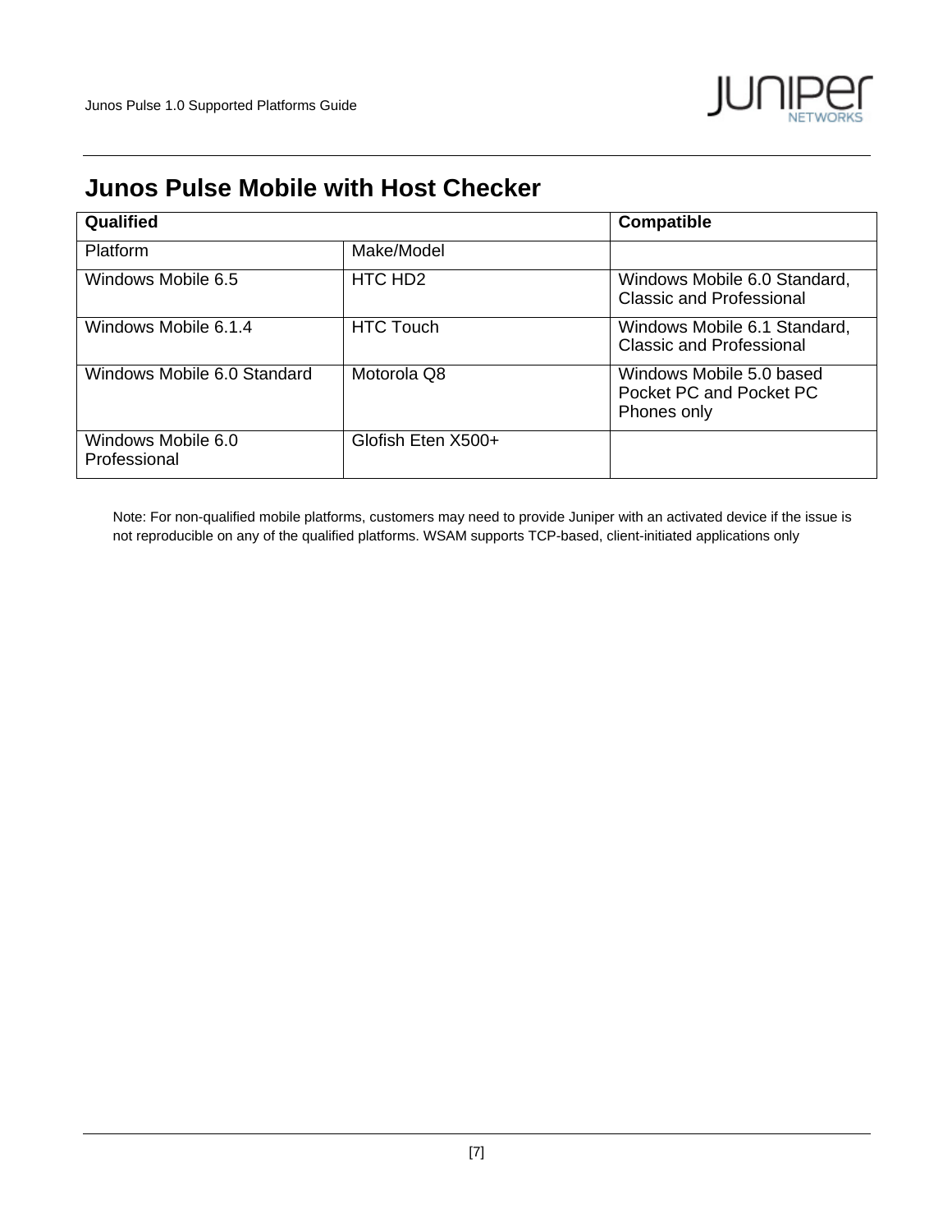## Junos Pulse Mobile with Host Checker

| Qualified | | Compatible |
|---|---|---|
| Platform | Make/Model | |
| Windows Mobile 6.5 | HTC HD2 | Windows Mobile 6.0 Standard, Classic and Professional |
| Windows Mobile 6.1.4 | HTC Touch | Windows Mobile 6.1 Standard, Classic and Professional |
| Windows Mobile 6.0 Standard | Motorola Q8 | Windows Mobile 5.0 based Pocket PC and Pocket PC Phones only |
| Windows Mobile 6.0 Professional | Glofish Eten X500+ | |

Note: For non-qualified mobile platforms, customers may need to provide Juniper with an activated device if the issue is not reproducible on any of the qualified platforms. WSAM supports TCP-based, client-initiated applications only